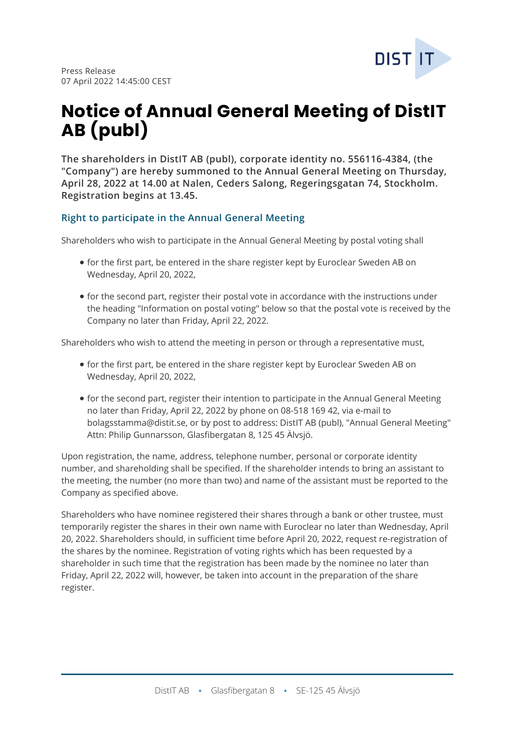Press Release
07 April 2022 14:45:00 CEST

# Notice of Annual General Meeting of DistIT AB (publ)

**The shareholders in DistIT AB (publ), corporate identity no. 556116-4384, (the "Company") are hereby summoned to the Annual General Meeting on Thursday, April 28, 2022 at 14.00 at Nalen, Ceders Salong, Regeringsgatan 74, Stockholm. Registration begins at 13.45.**

## Right to participate in the Annual General Meeting

Shareholders who wish to participate in the Annual General Meeting by postal voting shall

- for the first part, be entered in the share register kept by Euroclear Sweden AB on Wednesday, April 20, 2022,
- for the second part, register their postal vote in accordance with the instructions under the heading "Information on postal voting" below so that the postal vote is received by the Company no later than Friday, April 22, 2022.

Shareholders who wish to attend the meeting in person or through a representative must,

- for the first part, be entered in the share register kept by Euroclear Sweden AB on Wednesday, April 20, 2022,
- for the second part, register their intention to participate in the Annual General Meeting no later than Friday, April 22, 2022 by phone on 08-518 169 42, via e-mail to bolagsstamma@distit.se, or by post to address: DistIT AB (publ), "Annual General Meeting" Attn: Philip Gunnarsson, Glasfibergatan 8, 125 45 Älvsjö.

Upon registration, the name, address, telephone number, personal or corporate identity number, and shareholding shall be specified. If the shareholder intends to bring an assistant to the meeting, the number (no more than two) and name of the assistant must be reported to the Company as specified above.

Shareholders who have nominee registered their shares through a bank or other trustee, must temporarily register the shares in their own name with Euroclear no later than Wednesday, April 20, 2022. Shareholders should, in sufficient time before April 20, 2022, request re-registration of the shares by the nominee. Registration of voting rights which has been requested by a shareholder in such time that the registration has been made by the nominee no later than Friday, April 22, 2022 will, however, be taken into account in the preparation of the share register.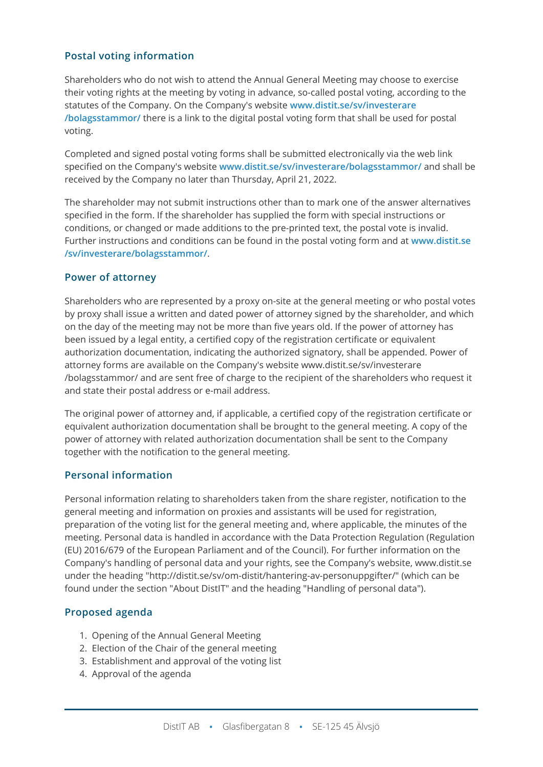## Postal voting information

Shareholders who do not wish to attend the Annual General Meeting may choose to exercise their voting rights at the meeting by voting in advance, so-called postal voting, according to the statutes of the Company. On the Company's website **www.distit.se/sv/investerare/bolagsstammor/** there is a link to the digital postal voting form that shall be used for postal voting.

Completed and signed postal voting forms shall be submitted electronically via the web link specified on the Company's website **www.distit.se/sv/investerare/bolagsstammor/** and shall be received by the Company no later than Thursday, April 21, 2022.

The shareholder may not submit instructions other than to mark one of the answer alternatives specified in the form. If the shareholder has supplied the form with special instructions or conditions, or changed or made additions to the pre-printed text, the postal vote is invalid. Further instructions and conditions can be found in the postal voting form and at **www.distit.se/sv/investerare/bolagsstammor/**.

## Power of attorney

Shareholders who are represented by a proxy on-site at the general meeting or who postal votes by proxy shall issue a written and dated power of attorney signed by the shareholder, and which on the day of the meeting may not be more than five years old. If the power of attorney has been issued by a legal entity, a certified copy of the registration certificate or equivalent authorization documentation, indicating the authorized signatory, shall be appended. Power of attorney forms are available on the Company's website www.distit.se/sv/investerare/bolagsstammor/ and are sent free of charge to the recipient of the shareholders who request it and state their postal address or e-mail address.

The original power of attorney and, if applicable, a certified copy of the registration certificate or equivalent authorization documentation shall be brought to the general meeting. A copy of the power of attorney with related authorization documentation shall be sent to the Company together with the notification to the general meeting.

## Personal information

Personal information relating to shareholders taken from the share register, notification to the general meeting and information on proxies and assistants will be used for registration, preparation of the voting list for the general meeting and, where applicable, the minutes of the meeting. Personal data is handled in accordance with the Data Protection Regulation (Regulation (EU) 2016/679 of the European Parliament and of the Council). For further information on the Company's handling of personal data and your rights, see the Company's website, www.distit.se under the heading "http://distit.se/sv/om-distit/hantering-av-personuppgifter/" (which can be found under the section "About DistIT" and the heading "Handling of personal data").

## Proposed agenda

1. Opening of the Annual General Meeting
2. Election of the Chair of the general meeting
3. Establishment and approval of the voting list
4. Approval of the agenda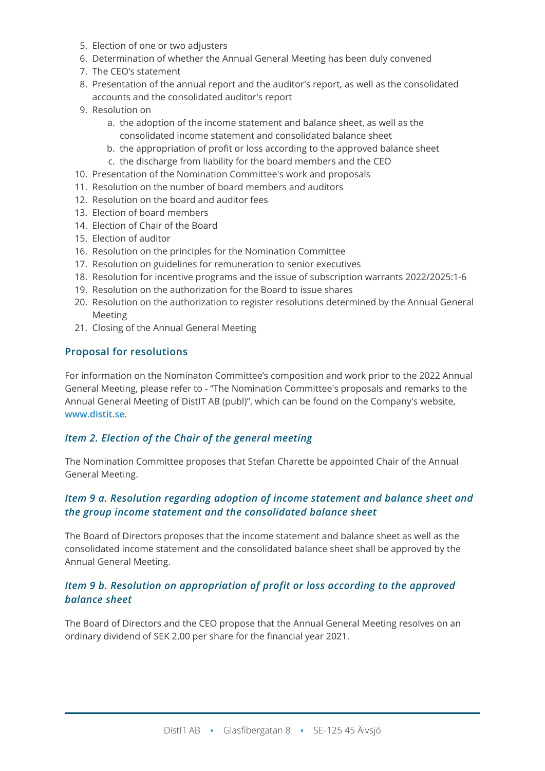5. Election of one or two adjusters
6. Determination of whether the Annual General Meeting has been duly convened
7. The CEO's statement
8. Presentation of the annual report and the auditor's report, as well as the consolidated accounts and the consolidated auditor's report
9. Resolution on
    a. the adoption of the income statement and balance sheet, as well as the consolidated income statement and consolidated balance sheet
    b. the appropriation of profit or loss according to the approved balance sheet
    c. the discharge from liability for the board members and the CEO
10. Presentation of the Nomination Committee's work and proposals
11. Resolution on the number of board members and auditors
12. Resolution on the board and auditor fees
13. Election of board members
14. Election of Chair of the Board
15. Election of auditor
16. Resolution on the principles for the Nomination Committee
17. Resolution on guidelines for remuneration to senior executives
18. Resolution for incentive programs and the issue of subscription warrants 2022/2025:1-6
19. Resolution on the authorization for the Board to issue shares
20. Resolution on the authorization to register resolutions determined by the Annual General Meeting
21. Closing of the Annual General Meeting

## Proposal for resolutions

For information on the Nominaton Committee's composition and work prior to the 2022 Annual General Meeting, please refer to - "The Nomination Committee's proposals and remarks to the Annual General Meeting of DistIT AB (publ)", which can be found on the Company's website, www.distit.se.

### *Item 2. Election of the Chair of the general meeting*

The Nomination Committee proposes that Stefan Charette be appointed Chair of the Annual General Meeting.

### *Item 9 a. Resolution regarding adoption of income statement and balance sheet and the group income statement and the consolidated balance sheet*

The Board of Directors proposes that the income statement and balance sheet as well as the consolidated income statement and the consolidated balance sheet shall be approved by the Annual General Meeting.

### *Item 9 b. Resolution on appropriation of profit or loss according to the approved balance sheet*

The Board of Directors and the CEO propose that the Annual General Meeting resolves on an ordinary dividend of SEK 2.00 per share for the financial year 2021.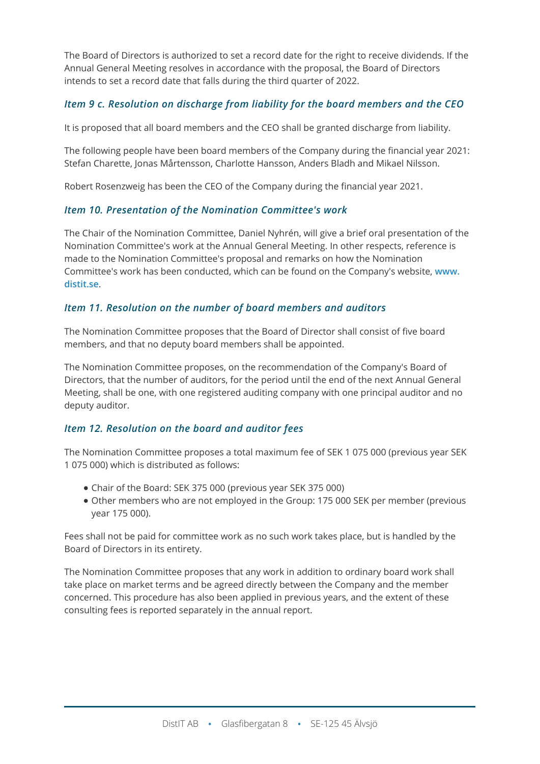The Board of Directors is authorized to set a record date for the right to receive dividends. If the Annual General Meeting resolves in accordance with the proposal, the Board of Directors intends to set a record date that falls during the third quarter of 2022.

### *Item 9 c. Resolution on discharge from liability for the board members and the CEO*

It is proposed that all board members and the CEO shall be granted discharge from liability.

The following people have been board members of the Company during the financial year 2021: Stefan Charette, Jonas Mårtensson, Charlotte Hansson, Anders Bladh and Mikael Nilsson.

Robert Rosenzweig has been the CEO of the Company during the financial year 2021.

### *Item 10. Presentation of the Nomination Committee's work*

The Chair of the Nomination Committee, Daniel Nyhrén, will give a brief oral presentation of the Nomination Committee's work at the Annual General Meeting. In other respects, reference is made to the Nomination Committee's proposal and remarks on how the Nomination Committee's work has been conducted, which can be found on the Company's website, **www.distit.se**.

### *Item 11. Resolution on the number of board members and auditors*

The Nomination Committee proposes that the Board of Director shall consist of five board members, and that no deputy board members shall be appointed.

The Nomination Committee proposes, on the recommendation of the Company's Board of Directors, that the number of auditors, for the period until the end of the next Annual General Meeting, shall be one, with one registered auditing company with one principal auditor and no deputy auditor.

### *Item 12. Resolution on the board and auditor fees*

The Nomination Committee proposes a total maximum fee of SEK 1 075 000 (previous year SEK 1 075 000) which is distributed as follows:

- Chair of the Board: SEK 375 000 (previous year SEK 375 000)
- Other members who are not employed in the Group: 175 000 SEK per member (previous year 175 000).

Fees shall not be paid for committee work as no such work takes place, but is handled by the Board of Directors in its entirety.

The Nomination Committee proposes that any work in addition to ordinary board work shall take place on market terms and be agreed directly between the Company and the member concerned. This procedure has also been applied in previous years, and the extent of these consulting fees is reported separately in the annual report.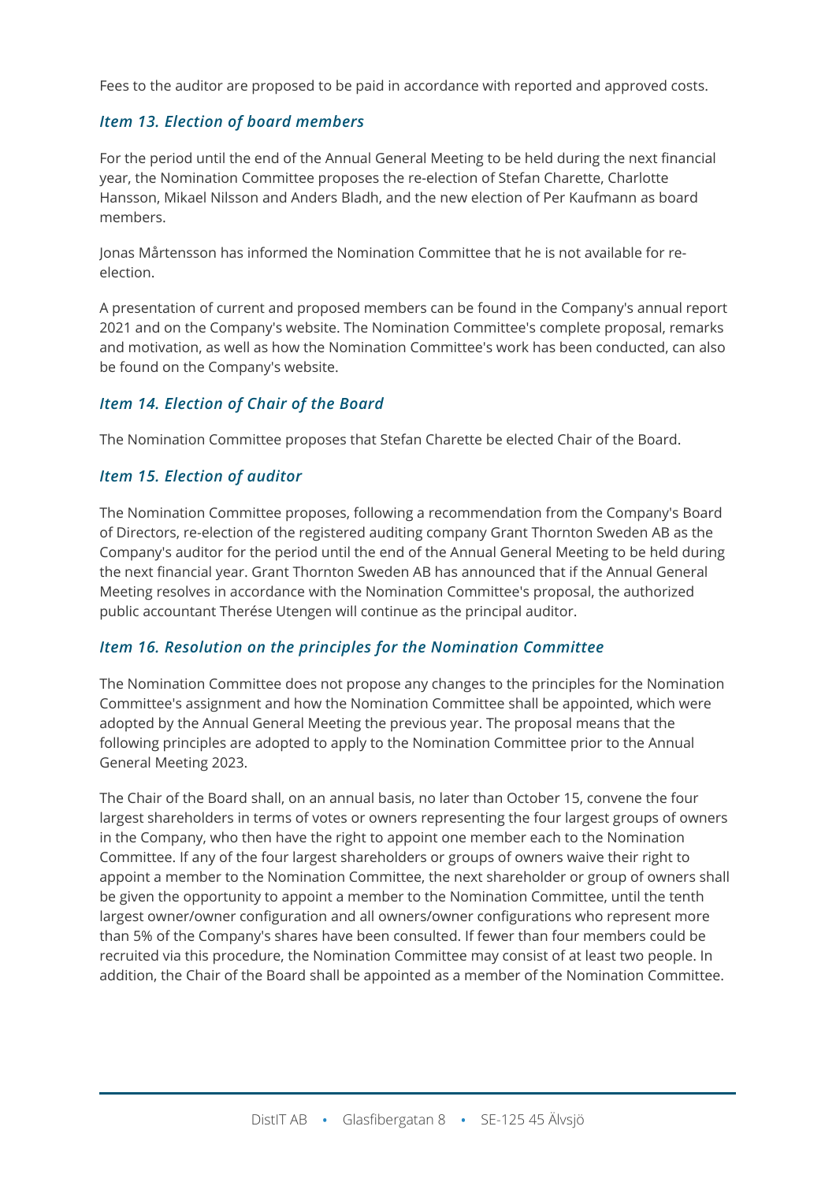Fees to the auditor are proposed to be paid in accordance with reported and approved costs.

### *Item 13. Election of board members*

For the period until the end of the Annual General Meeting to be held during the next financial year, the Nomination Committee proposes the re-election of Stefan Charette, Charlotte Hansson, Mikael Nilsson and Anders Bladh, and the new election of Per Kaufmann as board members.

Jonas Mårtensson has informed the Nomination Committee that he is not available for re-election.

A presentation of current and proposed members can be found in the Company's annual report 2021 and on the Company's website. The Nomination Committee's complete proposal, remarks and motivation, as well as how the Nomination Committee's work has been conducted, can also be found on the Company's website.

### *Item 14. Election of Chair of the Board*

The Nomination Committee proposes that Stefan Charette be elected Chair of the Board.

### *Item 15. Election of auditor*

The Nomination Committee proposes, following a recommendation from the Company's Board of Directors, re-election of the registered auditing company Grant Thornton Sweden AB as the Company's auditor for the period until the end of the Annual General Meeting to be held during the next financial year. Grant Thornton Sweden AB has announced that if the Annual General Meeting resolves in accordance with the Nomination Committee's proposal, the authorized public accountant Therése Utengen will continue as the principal auditor.

### *Item 16. Resolution on the principles for the Nomination Committee*

The Nomination Committee does not propose any changes to the principles for the Nomination Committee's assignment and how the Nomination Committee shall be appointed, which were adopted by the Annual General Meeting the previous year. The proposal means that the following principles are adopted to apply to the Nomination Committee prior to the Annual General Meeting 2023.

The Chair of the Board shall, on an annual basis, no later than October 15, convene the four largest shareholders in terms of votes or owners representing the four largest groups of owners in the Company, who then have the right to appoint one member each to the Nomination Committee. If any of the four largest shareholders or groups of owners waive their right to appoint a member to the Nomination Committee, the next shareholder or group of owners shall be given the opportunity to appoint a member to the Nomination Committee, until the tenth largest owner/owner configuration and all owners/owner configurations who represent more than 5% of the Company's shares have been consulted. If fewer than four members could be recruited via this procedure, the Nomination Committee may consist of at least two people. In addition, the Chair of the Board shall be appointed as a member of the Nomination Committee.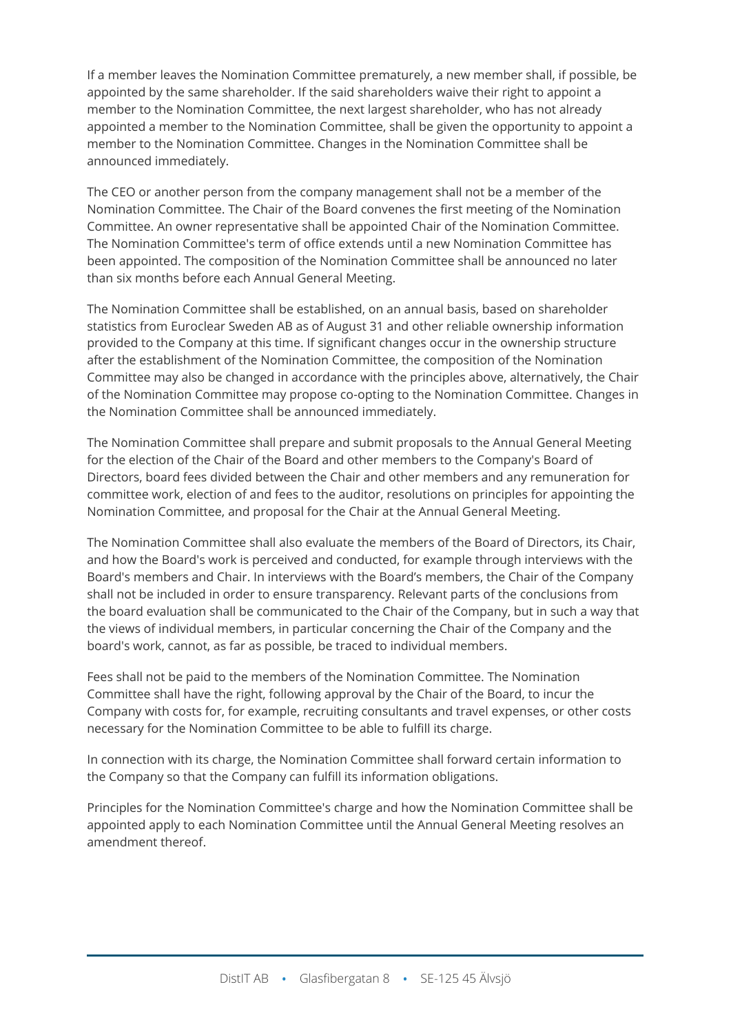If a member leaves the Nomination Committee prematurely, a new member shall, if possible, be appointed by the same shareholder. If the said shareholders waive their right to appoint a member to the Nomination Committee, the next largest shareholder, who has not already appointed a member to the Nomination Committee, shall be given the opportunity to appoint a member to the Nomination Committee. Changes in the Nomination Committee shall be announced immediately.

The CEO or another person from the company management shall not be a member of the Nomination Committee. The Chair of the Board convenes the first meeting of the Nomination Committee. An owner representative shall be appointed Chair of the Nomination Committee. The Nomination Committee's term of office extends until a new Nomination Committee has been appointed. The composition of the Nomination Committee shall be announced no later than six months before each Annual General Meeting.

The Nomination Committee shall be established, on an annual basis, based on shareholder statistics from Euroclear Sweden AB as of August 31 and other reliable ownership information provided to the Company at this time. If significant changes occur in the ownership structure after the establishment of the Nomination Committee, the composition of the Nomination Committee may also be changed in accordance with the principles above, alternatively, the Chair of the Nomination Committee may propose co-opting to the Nomination Committee. Changes in the Nomination Committee shall be announced immediately.

The Nomination Committee shall prepare and submit proposals to the Annual General Meeting for the election of the Chair of the Board and other members to the Company's Board of Directors, board fees divided between the Chair and other members and any remuneration for committee work, election of and fees to the auditor, resolutions on principles for appointing the Nomination Committee, and proposal for the Chair at the Annual General Meeting.

The Nomination Committee shall also evaluate the members of the Board of Directors, its Chair, and how the Board's work is perceived and conducted, for example through interviews with the Board's members and Chair. In interviews with the Board's members, the Chair of the Company shall not be included in order to ensure transparency. Relevant parts of the conclusions from the board evaluation shall be communicated to the Chair of the Company, but in such a way that the views of individual members, in particular concerning the Chair of the Company and the board's work, cannot, as far as possible, be traced to individual members.

Fees shall not be paid to the members of the Nomination Committee. The Nomination Committee shall have the right, following approval by the Chair of the Board, to incur the Company with costs for, for example, recruiting consultants and travel expenses, or other costs necessary for the Nomination Committee to be able to fulfill its charge.

In connection with its charge, the Nomination Committee shall forward certain information to the Company so that the Company can fulfill its information obligations.

Principles for the Nomination Committee's charge and how the Nomination Committee shall be appointed apply to each Nomination Committee until the Annual General Meeting resolves an amendment thereof.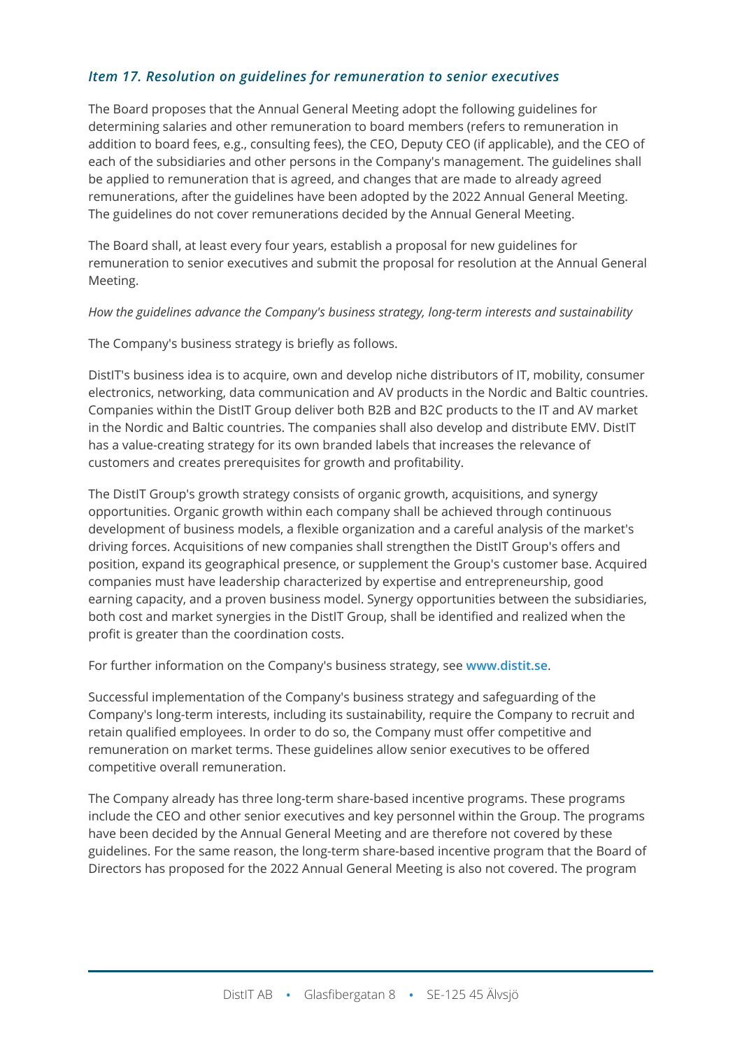### *Item 17. Resolution on guidelines for remuneration to senior executives*

The Board proposes that the Annual General Meeting adopt the following guidelines for determining salaries and other remuneration to board members (refers to remuneration in addition to board fees, e.g., consulting fees), the CEO, Deputy CEO (if applicable), and the CEO of each of the subsidiaries and other persons in the Company's management. The guidelines shall be applied to remuneration that is agreed, and changes that are made to already agreed remunerations, after the guidelines have been adopted by the 2022 Annual General Meeting. The guidelines do not cover remunerations decided by the Annual General Meeting.

The Board shall, at least every four years, establish a proposal for new guidelines for remuneration to senior executives and submit the proposal for resolution at the Annual General Meeting.

*How the guidelines advance the Company's business strategy, long-term interests and sustainability*

The Company's business strategy is briefly as follows.

DistIT's business idea is to acquire, own and develop niche distributors of IT, mobility, consumer electronics, networking, data communication and AV products in the Nordic and Baltic countries. Companies within the DistIT Group deliver both B2B and B2C products to the IT and AV market in the Nordic and Baltic countries. The companies shall also develop and distribute EMV. DistIT has a value-creating strategy for its own branded labels that increases the relevance of customers and creates prerequisites for growth and profitability.

The DistIT Group's growth strategy consists of organic growth, acquisitions, and synergy opportunities. Organic growth within each company shall be achieved through continuous development of business models, a flexible organization and a careful analysis of the market's driving forces. Acquisitions of new companies shall strengthen the DistIT Group's offers and position, expand its geographical presence, or supplement the Group's customer base. Acquired companies must have leadership characterized by expertise and entrepreneurship, good earning capacity, and a proven business model. Synergy opportunities between the subsidiaries, both cost and market synergies in the DistIT Group, shall be identified and realized when the profit is greater than the coordination costs.

For further information on the Company's business strategy, see **www.distit.se**.

Successful implementation of the Company's business strategy and safeguarding of the Company's long-term interests, including its sustainability, require the Company to recruit and retain qualified employees. In order to do so, the Company must offer competitive and remuneration on market terms. These guidelines allow senior executives to be offered competitive overall remuneration.

The Company already has three long-term share-based incentive programs. These programs include the CEO and other senior executives and key personnel within the Group. The programs have been decided by the Annual General Meeting and are therefore not covered by these guidelines. For the same reason, the long-term share-based incentive program that the Board of Directors has proposed for the 2022 Annual General Meeting is also not covered. The program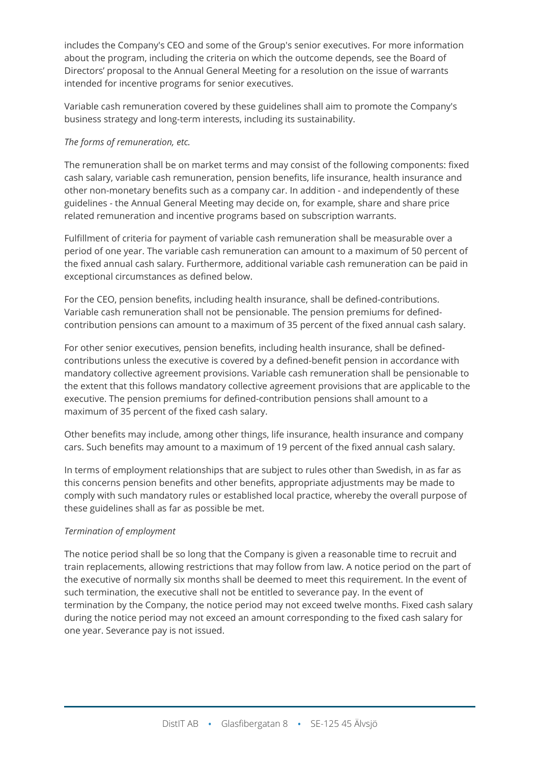includes the Company's CEO and some of the Group's senior executives. For more information about the program, including the criteria on which the outcome depends, see the Board of Directors' proposal to the Annual General Meeting for a resolution on the issue of warrants intended for incentive programs for senior executives.

Variable cash remuneration covered by these guidelines shall aim to promote the Company's business strategy and long-term interests, including its sustainability.

*The forms of remuneration, etc.*

The remuneration shall be on market terms and may consist of the following components: fixed cash salary, variable cash remuneration, pension benefits, life insurance, health insurance and other non-monetary benefits such as a company car. In addition - and independently of these guidelines - the Annual General Meeting may decide on, for example, share and share price related remuneration and incentive programs based on subscription warrants.

Fulfillment of criteria for payment of variable cash remuneration shall be measurable over a period of one year. The variable cash remuneration can amount to a maximum of 50 percent of the fixed annual cash salary. Furthermore, additional variable cash remuneration can be paid in exceptional circumstances as defined below.

For the CEO, pension benefits, including health insurance, shall be defined-contributions. Variable cash remuneration shall not be pensionable. The pension premiums for defined-contribution pensions can amount to a maximum of 35 percent of the fixed annual cash salary.

For other senior executives, pension benefits, including health insurance, shall be defined-contributions unless the executive is covered by a defined-benefit pension in accordance with mandatory collective agreement provisions. Variable cash remuneration shall be pensionable to the extent that this follows mandatory collective agreement provisions that are applicable to the executive. The pension premiums for defined-contribution pensions shall amount to a maximum of 35 percent of the fixed cash salary.

Other benefits may include, among other things, life insurance, health insurance and company cars. Such benefits may amount to a maximum of 19 percent of the fixed annual cash salary.

In terms of employment relationships that are subject to rules other than Swedish, in as far as this concerns pension benefits and other benefits, appropriate adjustments may be made to comply with such mandatory rules or established local practice, whereby the overall purpose of these guidelines shall as far as possible be met.

*Termination of employment*

The notice period shall be so long that the Company is given a reasonable time to recruit and train replacements, allowing restrictions that may follow from law. A notice period on the part of the executive of normally six months shall be deemed to meet this requirement. In the event of such termination, the executive shall not be entitled to severance pay. In the event of termination by the Company, the notice period may not exceed twelve months. Fixed cash salary during the notice period may not exceed an amount corresponding to the fixed cash salary for one year. Severance pay is not issued.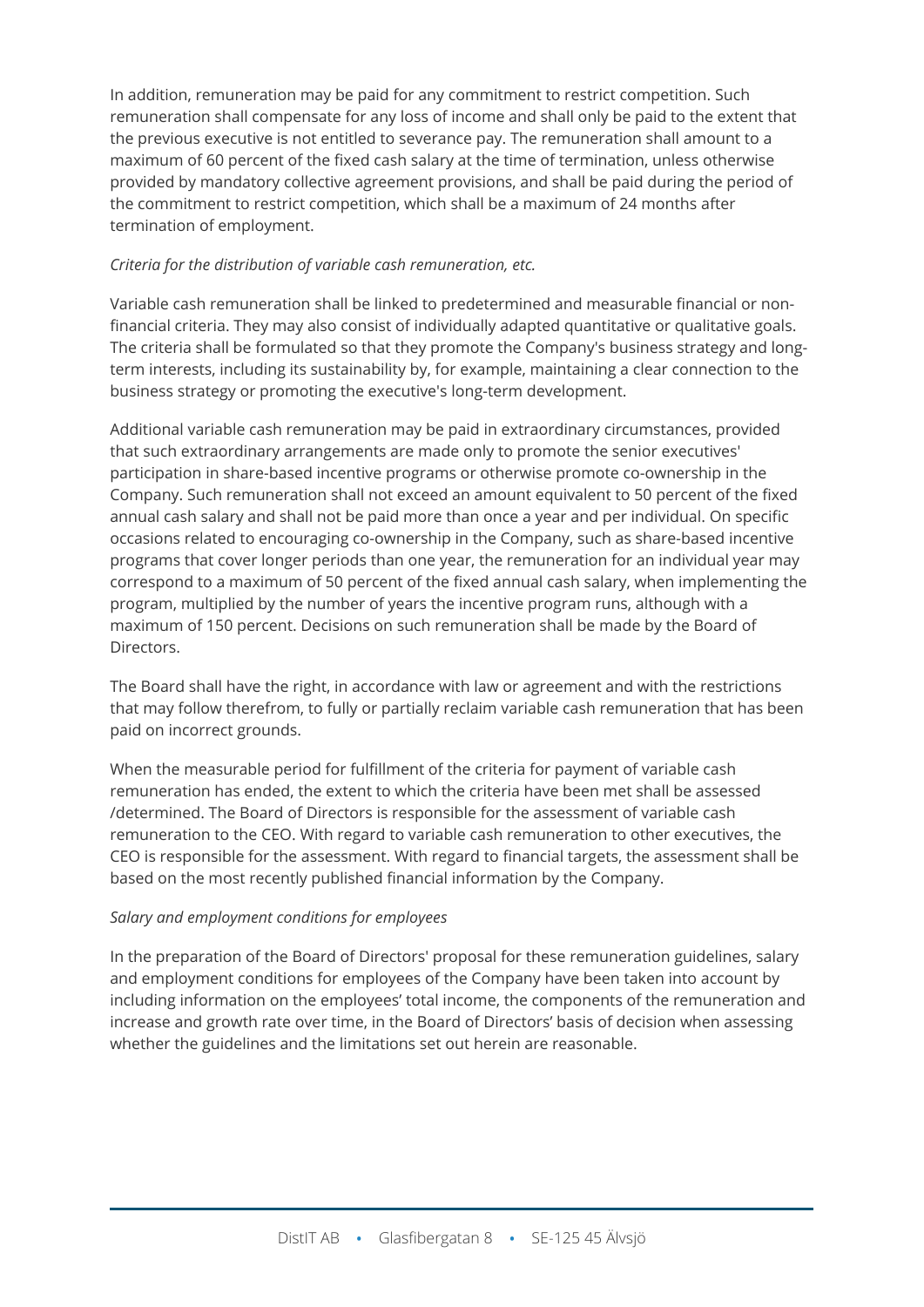In addition, remuneration may be paid for any commitment to restrict competition. Such remuneration shall compensate for any loss of income and shall only be paid to the extent that the previous executive is not entitled to severance pay. The remuneration shall amount to a maximum of 60 percent of the fixed cash salary at the time of termination, unless otherwise provided by mandatory collective agreement provisions, and shall be paid during the period of the commitment to restrict competition, which shall be a maximum of 24 months after termination of employment.

*Criteria for the distribution of variable cash remuneration, etc.*

Variable cash remuneration shall be linked to predetermined and measurable financial or non-financial criteria. They may also consist of individually adapted quantitative or qualitative goals. The criteria shall be formulated so that they promote the Company's business strategy and long-term interests, including its sustainability by, for example, maintaining a clear connection to the business strategy or promoting the executive's long-term development.

Additional variable cash remuneration may be paid in extraordinary circumstances, provided that such extraordinary arrangements are made only to promote the senior executives' participation in share-based incentive programs or otherwise promote co-ownership in the Company. Such remuneration shall not exceed an amount equivalent to 50 percent of the fixed annual cash salary and shall not be paid more than once a year and per individual. On specific occasions related to encouraging co-ownership in the Company, such as share-based incentive programs that cover longer periods than one year, the remuneration for an individual year may correspond to a maximum of 50 percent of the fixed annual cash salary, when implementing the program, multiplied by the number of years the incentive program runs, although with a maximum of 150 percent. Decisions on such remuneration shall be made by the Board of Directors.

The Board shall have the right, in accordance with law or agreement and with the restrictions that may follow therefrom, to fully or partially reclaim variable cash remuneration that has been paid on incorrect grounds.

When the measurable period for fulfillment of the criteria for payment of variable cash remuneration has ended, the extent to which the criteria have been met shall be assessed /determined. The Board of Directors is responsible for the assessment of variable cash remuneration to the CEO. With regard to variable cash remuneration to other executives, the CEO is responsible for the assessment. With regard to financial targets, the assessment shall be based on the most recently published financial information by the Company.

*Salary and employment conditions for employees*

In the preparation of the Board of Directors' proposal for these remuneration guidelines, salary and employment conditions for employees of the Company have been taken into account by including information on the employees' total income, the components of the remuneration and increase and growth rate over time, in the Board of Directors' basis of decision when assessing whether the guidelines and the limitations set out herein are reasonable.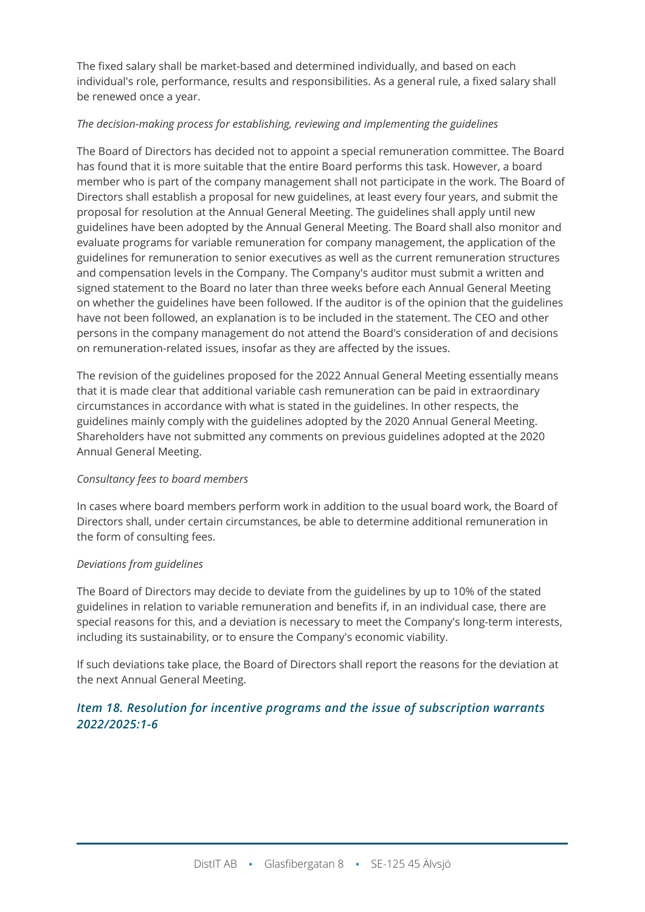The fixed salary shall be market-based and determined individually, and based on each individual's role, performance, results and responsibilities. As a general rule, a fixed salary shall be renewed once a year.

*The decision-making process for establishing, reviewing and implementing the guidelines*

The Board of Directors has decided not to appoint a special remuneration committee. The Board has found that it is more suitable that the entire Board performs this task. However, a board member who is part of the company management shall not participate in the work. The Board of Directors shall establish a proposal for new guidelines, at least every four years, and submit the proposal for resolution at the Annual General Meeting. The guidelines shall apply until new guidelines have been adopted by the Annual General Meeting. The Board shall also monitor and evaluate programs for variable remuneration for company management, the application of the guidelines for remuneration to senior executives as well as the current remuneration structures and compensation levels in the Company. The Company's auditor must submit a written and signed statement to the Board no later than three weeks before each Annual General Meeting on whether the guidelines have been followed. If the auditor is of the opinion that the guidelines have not been followed, an explanation is to be included in the statement. The CEO and other persons in the company management do not attend the Board's consideration of and decisions on remuneration-related issues, insofar as they are affected by the issues.

The revision of the guidelines proposed for the 2022 Annual General Meeting essentially means that it is made clear that additional variable cash remuneration can be paid in extraordinary circumstances in accordance with what is stated in the guidelines. In other respects, the guidelines mainly comply with the guidelines adopted by the 2020 Annual General Meeting. Shareholders have not submitted any comments on previous guidelines adopted at the 2020 Annual General Meeting.

*Consultancy fees to board members*

In cases where board members perform work in addition to the usual board work, the Board of Directors shall, under certain circumstances, be able to determine additional remuneration in the form of consulting fees.

*Deviations from guidelines*

The Board of Directors may decide to deviate from the guidelines by up to 10% of the stated guidelines in relation to variable remuneration and benefits if, in an individual case, there are special reasons for this, and a deviation is necessary to meet the Company's long-term interests, including its sustainability, or to ensure the Company's economic viability.

If such deviations take place, the Board of Directors shall report the reasons for the deviation at the next Annual General Meeting.

### *Item 18. Resolution for incentive programs and the issue of subscription warrants 2022/2025:1-6*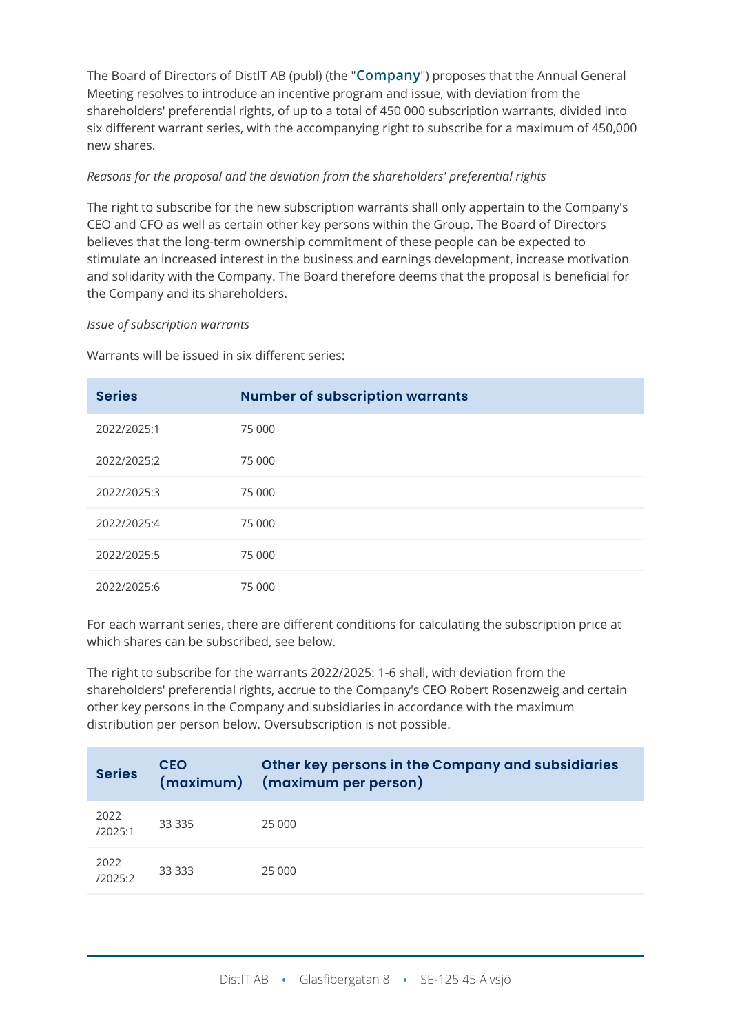The Board of Directors of DistIT AB (publ) (the "**Company**") proposes that the Annual General Meeting resolves to introduce an incentive program and issue, with deviation from the shareholders' preferential rights, of up to a total of 450 000 subscription warrants, divided into six different warrant series, with the accompanying right to subscribe for a maximum of 450,000 new shares.

*Reasons for the proposal and the deviation from the shareholders' preferential rights*

The right to subscribe for the new subscription warrants shall only appertain to the Company's CEO and CFO as well as certain other key persons within the Group. The Board of Directors believes that the long-term ownership commitment of these people can be expected to stimulate an increased interest in the business and earnings development, increase motivation and solidarity with the Company. The Board therefore deems that the proposal is beneficial for the Company and its shareholders.

*Issue of subscription warrants*

Warrants will be issued in six different series:

| Series | Number of subscription warrants |
|---|---|
| 2022/2025:1 | 75 000 |
| 2022/2025:2 | 75 000 |
| 2022/2025:3 | 75 000 |
| 2022/2025:4 | 75 000 |
| 2022/2025:5 | 75 000 |
| 2022/2025:6 | 75 000 |

For each warrant series, there are different conditions for calculating the subscription price at which shares can be subscribed, see below.

The right to subscribe for the warrants 2022/2025: 1-6 shall, with deviation from the shareholders' preferential rights, accrue to the Company's CEO Robert Rosenzweig and certain other key persons in the Company and subsidiaries in accordance with the maximum distribution per person below. Oversubscription is not possible.

| Series | CEO (maximum) | Other key persons in the Company and subsidiaries (maximum per person) |
|---|---|---|
| 2022 /2025:1 | 33 335 | 25 000 |
| 2022 /2025:2 | 33 333 | 25 000 |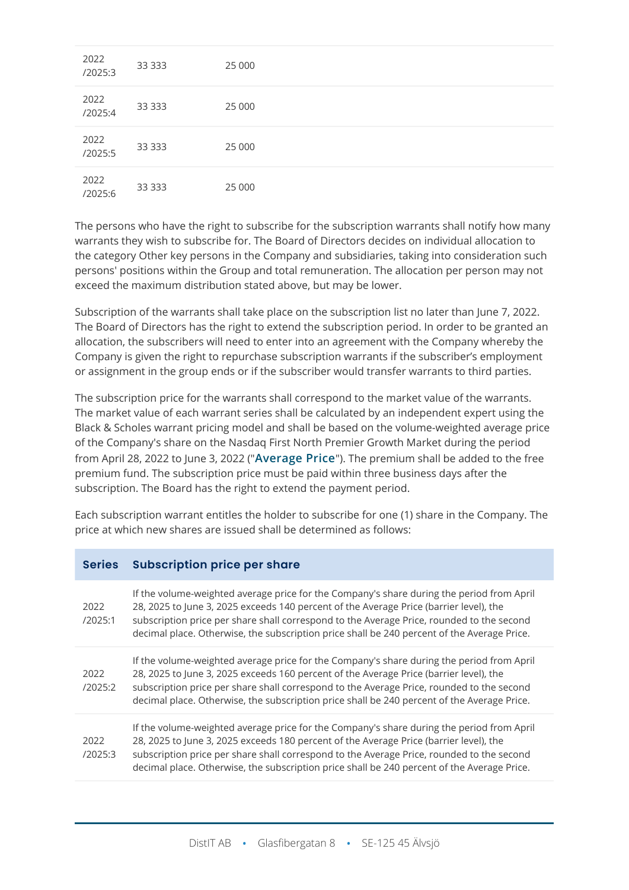| | | |
|---|---|---|
| 2022 /2025:3 | 33 333 | 25 000 |
| 2022 /2025:4 | 33 333 | 25 000 |
| 2022 /2025:5 | 33 333 | 25 000 |
| 2022 /2025:6 | 33 333 | 25 000 |

The persons who have the right to subscribe for the subscription warrants shall notify how many warrants they wish to subscribe for. The Board of Directors decides on individual allocation to the category Other key persons in the Company and subsidiaries, taking into consideration such persons' positions within the Group and total remuneration. The allocation per person may not exceed the maximum distribution stated above, but may be lower.

Subscription of the warrants shall take place on the subscription list no later than June 7, 2022. The Board of Directors has the right to extend the subscription period. In order to be granted an allocation, the subscribers will need to enter into an agreement with the Company whereby the Company is given the right to repurchase subscription warrants if the subscriber's employment or assignment in the group ends or if the subscriber would transfer warrants to third parties.

The subscription price for the warrants shall correspond to the market value of the warrants. The market value of each warrant series shall be calculated by an independent expert using the Black & Scholes warrant pricing model and shall be based on the volume-weighted average price of the Company's share on the Nasdaq First North Premier Growth Market during the period from April 28, 2022 to June 3, 2022 ("**Average Price**"). The premium shall be added to the free premium fund. The subscription price must be paid within three business days after the subscription. The Board has the right to extend the payment period.

Each subscription warrant entitles the holder to subscribe for one (1) share in the Company. The price at which new shares are issued shall be determined as follows:

| Series | Subscription price per share |
|---|---|
| 2022 /2025:1 | If the volume-weighted average price for the Company's share during the period from April 28, 2025 to June 3, 2025 exceeds 140 percent of the Average Price (barrier level), the subscription price per share shall correspond to the Average Price, rounded to the second decimal place. Otherwise, the subscription price shall be 240 percent of the Average Price. |
| 2022 /2025:2 | If the volume-weighted average price for the Company's share during the period from April 28, 2025 to June 3, 2025 exceeds 160 percent of the Average Price (barrier level), the subscription price per share shall correspond to the Average Price, rounded to the second decimal place. Otherwise, the subscription price shall be 240 percent of the Average Price. |
| 2022 /2025:3 | If the volume-weighted average price for the Company's share during the period from April 28, 2025 to June 3, 2025 exceeds 180 percent of the Average Price (barrier level), the subscription price per share shall correspond to the Average Price, rounded to the second decimal place. Otherwise, the subscription price shall be 240 percent of the Average Price. |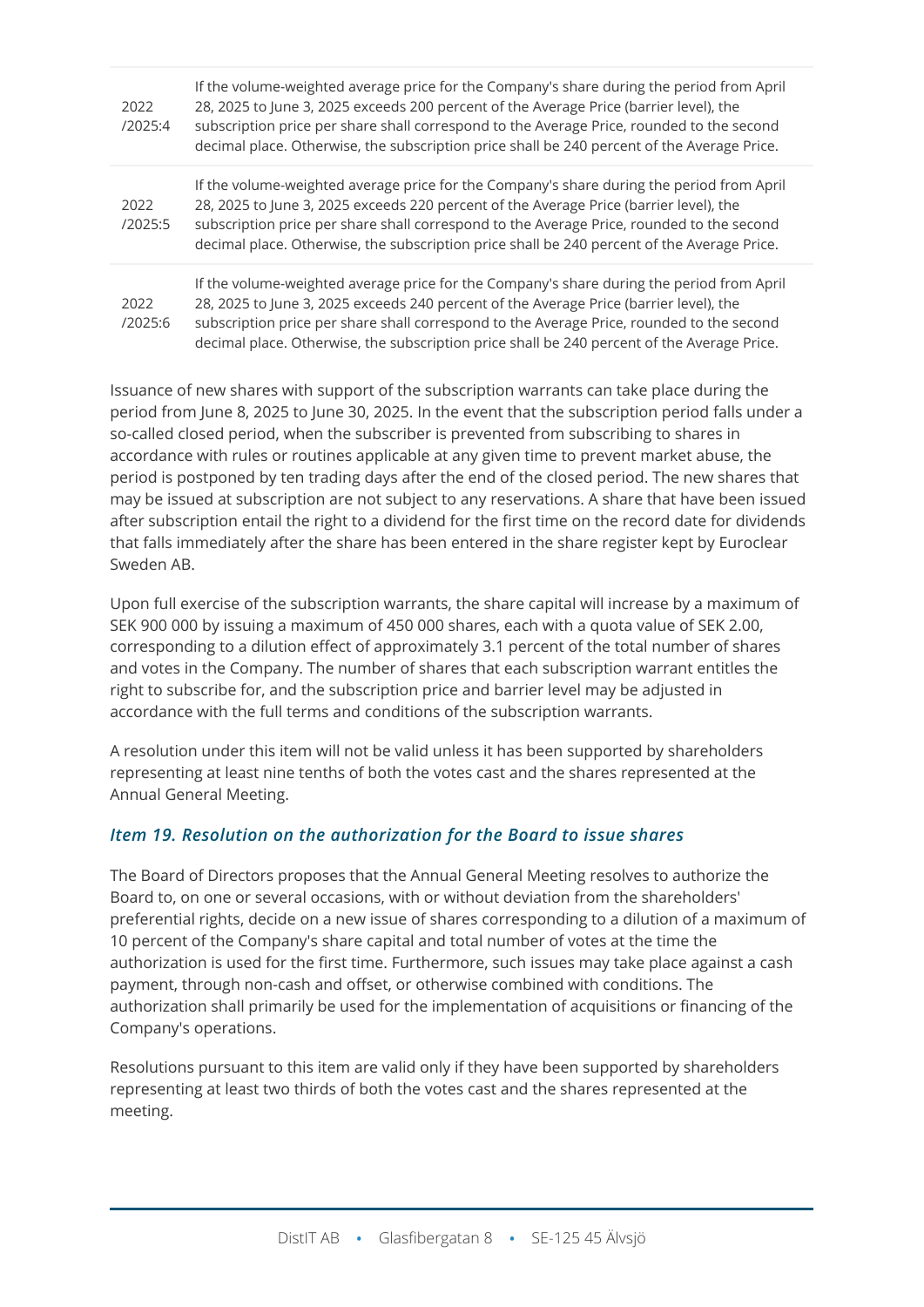| | |
|---|---|
| 2022 /2025:4 | If the volume-weighted average price for the Company's share during the period from April 28, 2025 to June 3, 2025 exceeds 200 percent of the Average Price (barrier level), the subscription price per share shall correspond to the Average Price, rounded to the second decimal place. Otherwise, the subscription price shall be 240 percent of the Average Price. |
| 2022 /2025:5 | If the volume-weighted average price for the Company's share during the period from April 28, 2025 to June 3, 2025 exceeds 220 percent of the Average Price (barrier level), the subscription price per share shall correspond to the Average Price, rounded to the second decimal place. Otherwise, the subscription price shall be 240 percent of the Average Price. |
| 2022 /2025:6 | If the volume-weighted average price for the Company's share during the period from April 28, 2025 to June 3, 2025 exceeds 240 percent of the Average Price (barrier level), the subscription price per share shall correspond to the Average Price, rounded to the second decimal place. Otherwise, the subscription price shall be 240 percent of the Average Price. |

Issuance of new shares with support of the subscription warrants can take place during the period from June 8, 2025 to June 30, 2025. In the event that the subscription period falls under a so-called closed period, when the subscriber is prevented from subscribing to shares in accordance with rules or routines applicable at any given time to prevent market abuse, the period is postponed by ten trading days after the end of the closed period. The new shares that may be issued at subscription are not subject to any reservations. A share that have been issued after subscription entail the right to a dividend for the first time on the record date for dividends that falls immediately after the share has been entered in the share register kept by Euroclear Sweden AB.

Upon full exercise of the subscription warrants, the share capital will increase by a maximum of SEK 900 000 by issuing a maximum of 450 000 shares, each with a quota value of SEK 2.00, corresponding to a dilution effect of approximately 3.1 percent of the total number of shares and votes in the Company. The number of shares that each subscription warrant entitles the right to subscribe for, and the subscription price and barrier level may be adjusted in accordance with the full terms and conditions of the subscription warrants.

A resolution under this item will not be valid unless it has been supported by shareholders representing at least nine tenths of both the votes cast and the shares represented at the Annual General Meeting.

### *Item 19. Resolution on the authorization for the Board to issue shares*

The Board of Directors proposes that the Annual General Meeting resolves to authorize the Board to, on one or several occasions, with or without deviation from the shareholders' preferential rights, decide on a new issue of shares corresponding to a dilution of a maximum of 10 percent of the Company's share capital and total number of votes at the time the authorization is used for the first time. Furthermore, such issues may take place against a cash payment, through non-cash and offset, or otherwise combined with conditions. The authorization shall primarily be used for the implementation of acquisitions or financing of the Company's operations.

Resolutions pursuant to this item are valid only if they have been supported by shareholders representing at least two thirds of both the votes cast and the shares represented at the meeting.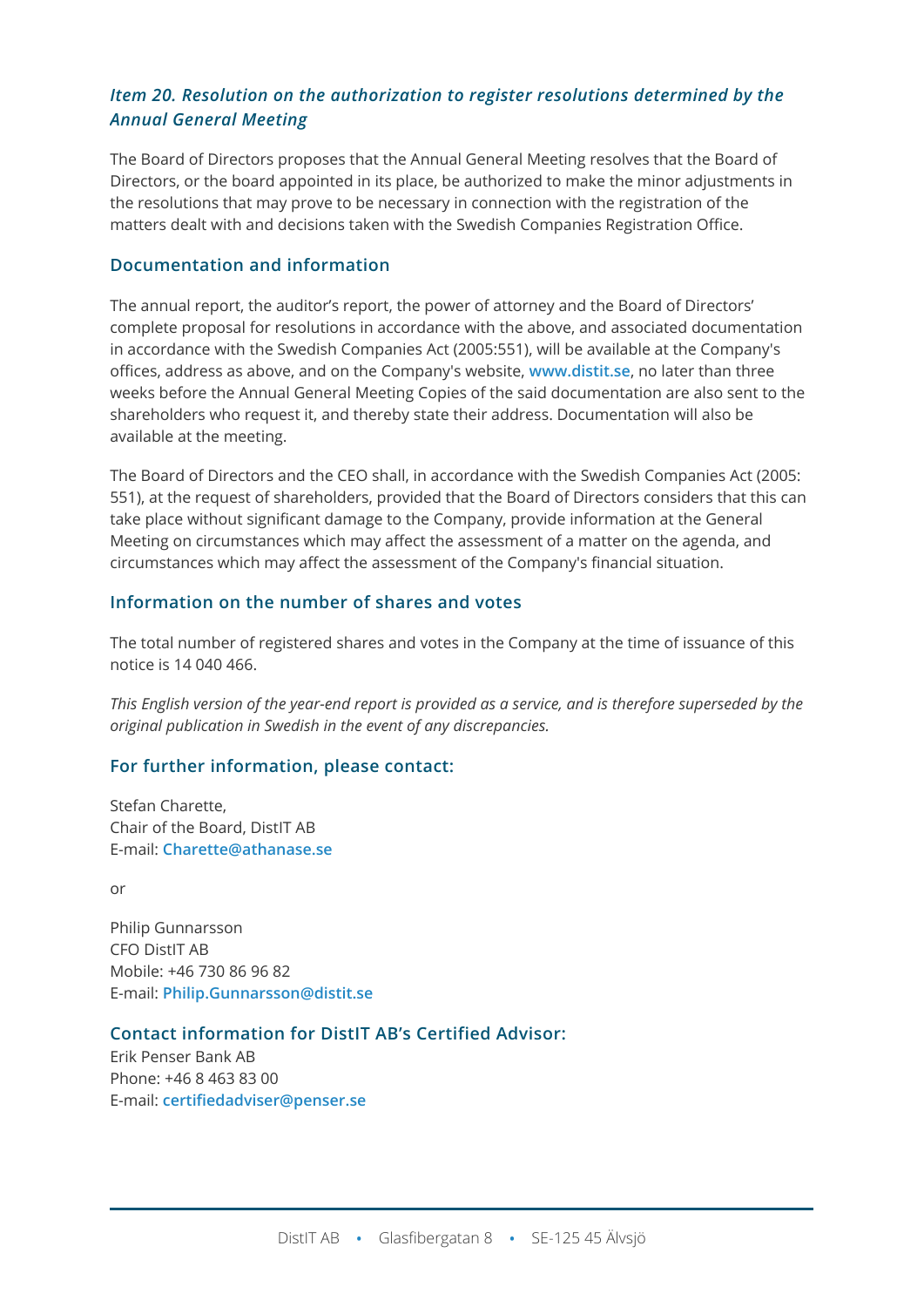### *Item 20. Resolution on the authorization to register resolutions determined by the Annual General Meeting*

The Board of Directors proposes that the Annual General Meeting resolves that the Board of Directors, or the board appointed in its place, be authorized to make the minor adjustments in the resolutions that may prove to be necessary in connection with the registration of the matters dealt with and decisions taken with the Swedish Companies Registration Office.

### Documentation and information

The annual report, the auditor's report, the power of attorney and the Board of Directors' complete proposal for resolutions in accordance with the above, and associated documentation in accordance with the Swedish Companies Act (2005:551), will be available at the Company's offices, address as above, and on the Company's website, **www.distit.se**, no later than three weeks before the Annual General Meeting Copies of the said documentation are also sent to the shareholders who request it, and thereby state their address. Documentation will also be available at the meeting.

The Board of Directors and the CEO shall, in accordance with the Swedish Companies Act (2005: 551), at the request of shareholders, provided that the Board of Directors considers that this can take place without significant damage to the Company, provide information at the General Meeting on circumstances which may affect the assessment of a matter on the agenda, and circumstances which may affect the assessment of the Company's financial situation.

### Information on the number of shares and votes

The total number of registered shares and votes in the Company at the time of issuance of this notice is 14 040 466.

*This English version of the year-end report is provided as a service, and is therefore superseded by the original publication in Swedish in the event of any discrepancies.*

### For further information, please contact:

Stefan Charette,
Chair of the Board, DistIT AB
E-mail: **Charette@athanase.se**

or

Philip Gunnarsson
CFO DistIT AB
Mobile: +46 730 86 96 82
E-mail: **Philip.Gunnarsson@distit.se**

### Contact information for DistIT AB's Certified Advisor:

Erik Penser Bank AB
Phone: +46 8 463 83 00
E-mail: **certifiedadviser@penser.se**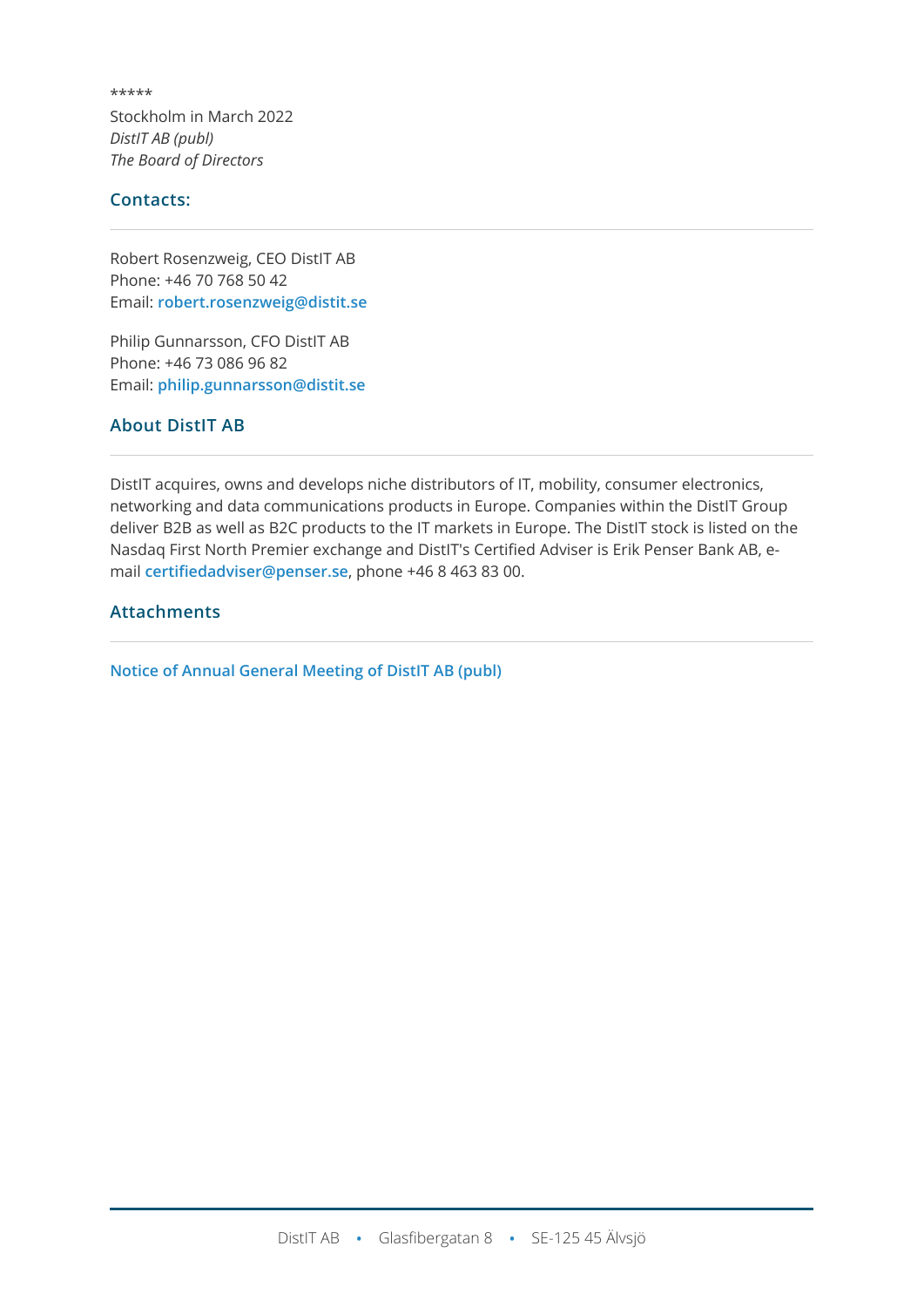*****

Stockholm in March 2022

*DistIT AB (publ)*

*The Board of Directors*

## Contacts:

Robert Rosenzweig, CEO DistIT AB
Phone: +46 70 768 50 42
Email: robert.rosenzweig@distit.se

Philip Gunnarsson, CFO DistIT AB
Phone: +46 73 086 96 82
Email: philip.gunnarsson@distit.se

## About DistIT AB

DistIT acquires, owns and develops niche distributors of IT, mobility, consumer electronics, networking and data communications products in Europe. Companies within the DistIT Group deliver B2B as well as B2C products to the IT markets in Europe. The DistIT stock is listed on the Nasdaq First North Premier exchange and DistIT's Certified Adviser is Erik Penser Bank AB, e-mail certifiedadviser@penser.se, phone +46 8 463 83 00.

## Attachments

Notice of Annual General Meeting of DistIT AB (publ)